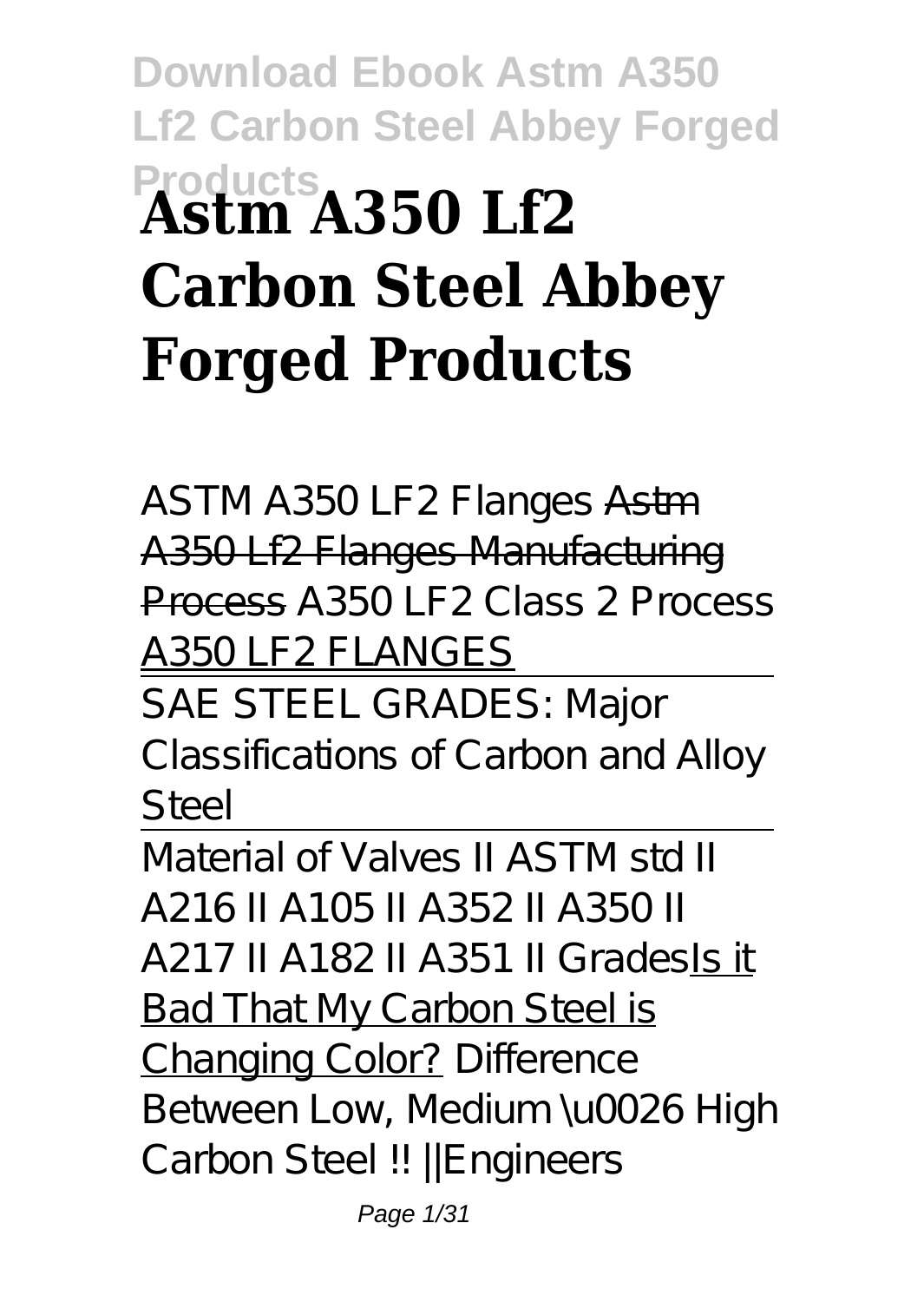# Astm A350 Lf2 Carbon Steel Abbey Forged Products

ASTM A350 LF2 Flanges ~~Astm A350 Lf2 Flanges Manufacturing Process~~ A350 LF2 Class 2 Process A350 LF2 FLANGES

SAE STEEL GRADES: Major Classifications of Carbon and Alloy Steel

Material of Valves II ASTM std II A216 II A105 II A352 II A350 II A217 II A182 II A351 II Grades Is it Bad That My Carbon Steel is Changing Color? Difference Between Low, Medium \u0026 High Carbon Steel !! ||Engineers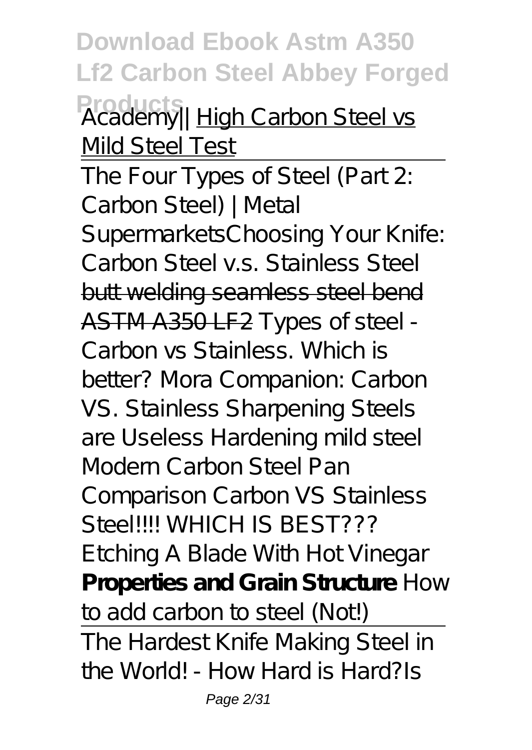Academy|| High Carbon Steel vs Mild Steel Test

The Four Types of Steel (Part 2: Carbon Steel) | Metal Supermarkets*Choosing Your Knife: Carbon Steel v.s. Stainless Steel* butt welding seamless steel bend ASTM A350 LF2 *Types of steel - Carbon vs Stainless. Which is better? Mora Companion: Carbon VS. Stainless Sharpening Steels are Useless Hardening mild steel Modern Carbon Steel Pan Comparison Carbon VS Stainless Steel!!!! WHICH IS BEST??? Etching A Blade With Hot Vinegar* **Properties and Grain Structure** *How to add carbon to steel (Not!)*

The Hardest Knife Making Steel in the World! - How Hard is Hard?*Is*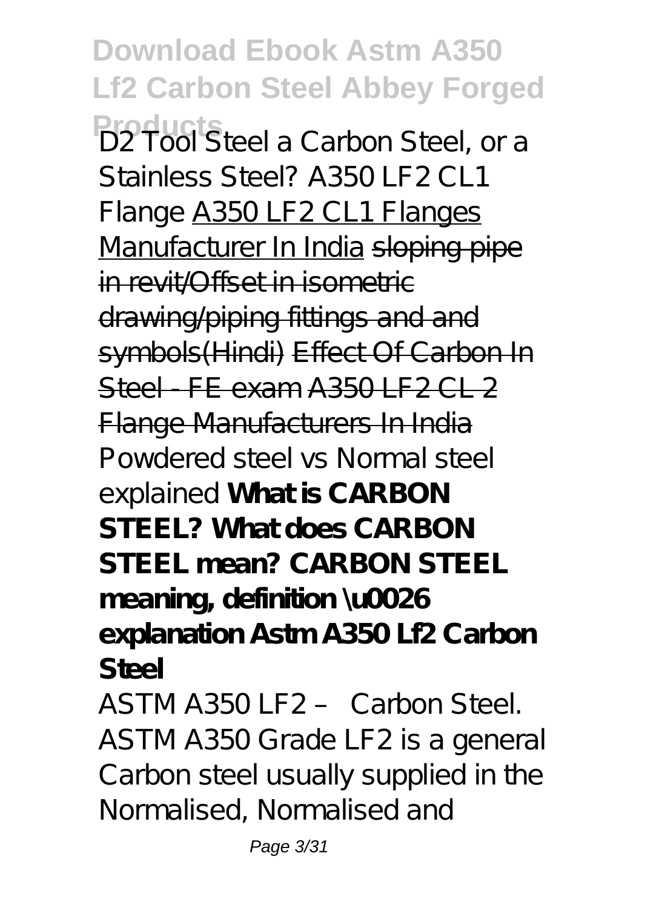*D2 Tool Steel a Carbon Steel, or a Stainless Steel?* *A350 LF2 CL1 Flange* A350 LF2 CL1 Flanges Manufacturer In India ~~sloping pipe in revit/Offset in isometric drawing/piping fittings and and symbols(Hindi)~~ ~~Effect Of Carbon In Steel - FE exam~~ ~~A350 LF2 CL 2 Flange Manufacturers In India~~ *Powdered steel vs Normal steel explained* **What is CARBON STEEL? What does CARBON STEEL mean? CARBON STEEL meaning, definition \u0026 explanation** **Astm A350 Lf2 Carbon Steel**

ASTM A350 LF2 – Carbon Steel. ASTM A350 Grade LF2 is a general Carbon steel usually supplied in the Normalised, Normalised and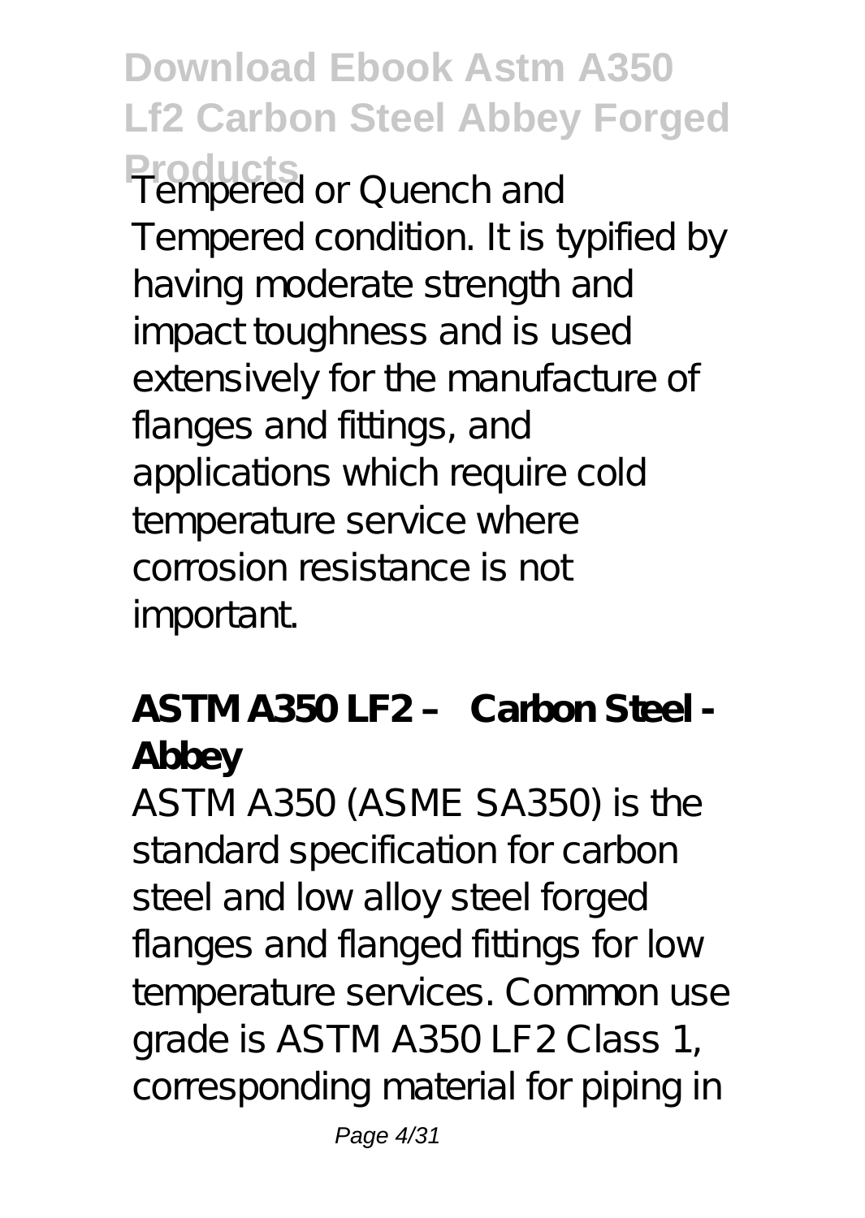Tempered or Quench and Tempered condition. It is typified by having moderate strength and impact toughness and is used extensively for the manufacture of flanges and fittings, and applications which require cold temperature service where corrosion resistance is not important.

**ASTM A350 LF2 – Carbon Steel - Abbey**

ASTM A350 (ASME SA350) is the standard specification for carbon steel and low alloy steel forged flanges and flanged fittings for low temperature services. Common use grade is ASTM A350 LF2 Class 1, corresponding material for piping in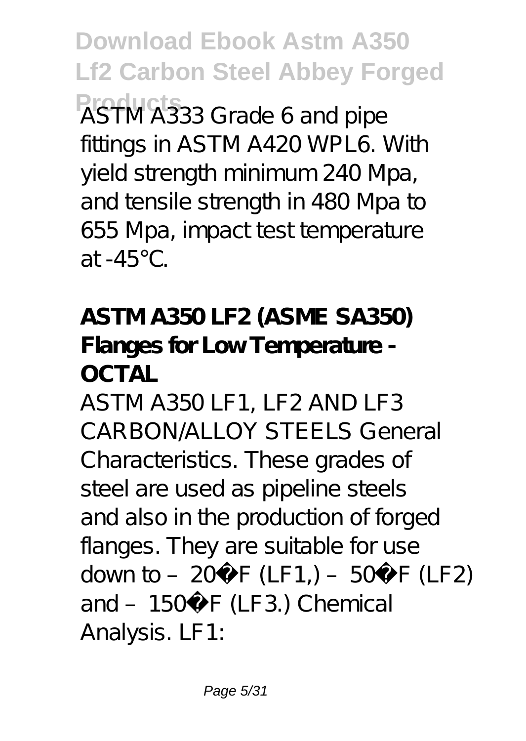ASTM A333 Grade 6 and pipe fittings in ASTM A420 WPL6. With yield strength minimum 240 Mpa, and tensile strength in 480 Mpa to 655 Mpa, impact test temperature at -45°C.

**ASTM A350 LF2 (ASME SA350) Flanges for Low Temperature - OCTAL**

ASTM A350 LF1, LF2 AND LF3 CARBON/ALLOY STEELS General Characteristics. These grades of steel are used as pipeline steels and also in the production of forged flanges. They are suitable for use down to – 20�F (LF1,) – 50�F (LF2) and – 150�F (LF3.) Chemical Analysis. LF1: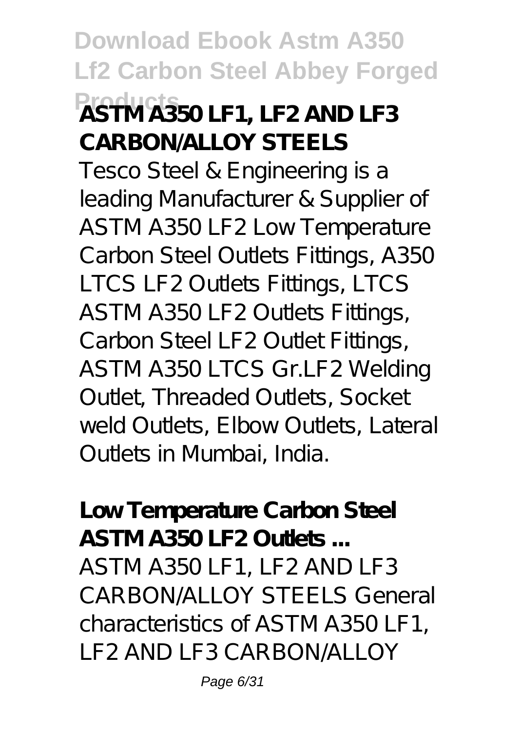**ASTM A350 LF1, LF2 AND LF3 CARBON/ALLOY STEELS**

Tesco Steel & Engineering is a leading Manufacturer & Supplier of ASTM A350 LF2 Low Temperature Carbon Steel Outlets Fittings, A350 LTCS LF2 Outlets Fittings, LTCS ASTM A350 LF2 Outlets Fittings, Carbon Steel LF2 Outlet Fittings, ASTM A350 LTCS Gr.LF2 Welding Outlet, Threaded Outlets, Socket weld Outlets, Elbow Outlets, Lateral Outlets in Mumbai, India.

**Low Temperature Carbon Steel ASTM A350 LF2 Outlets ...**

ASTM A350 LF1, LF2 AND LF3 CARBON/ALLOY STEELS General characteristics of ASTM A350 LF1, LF2 AND LF3 CARBON/ALLOY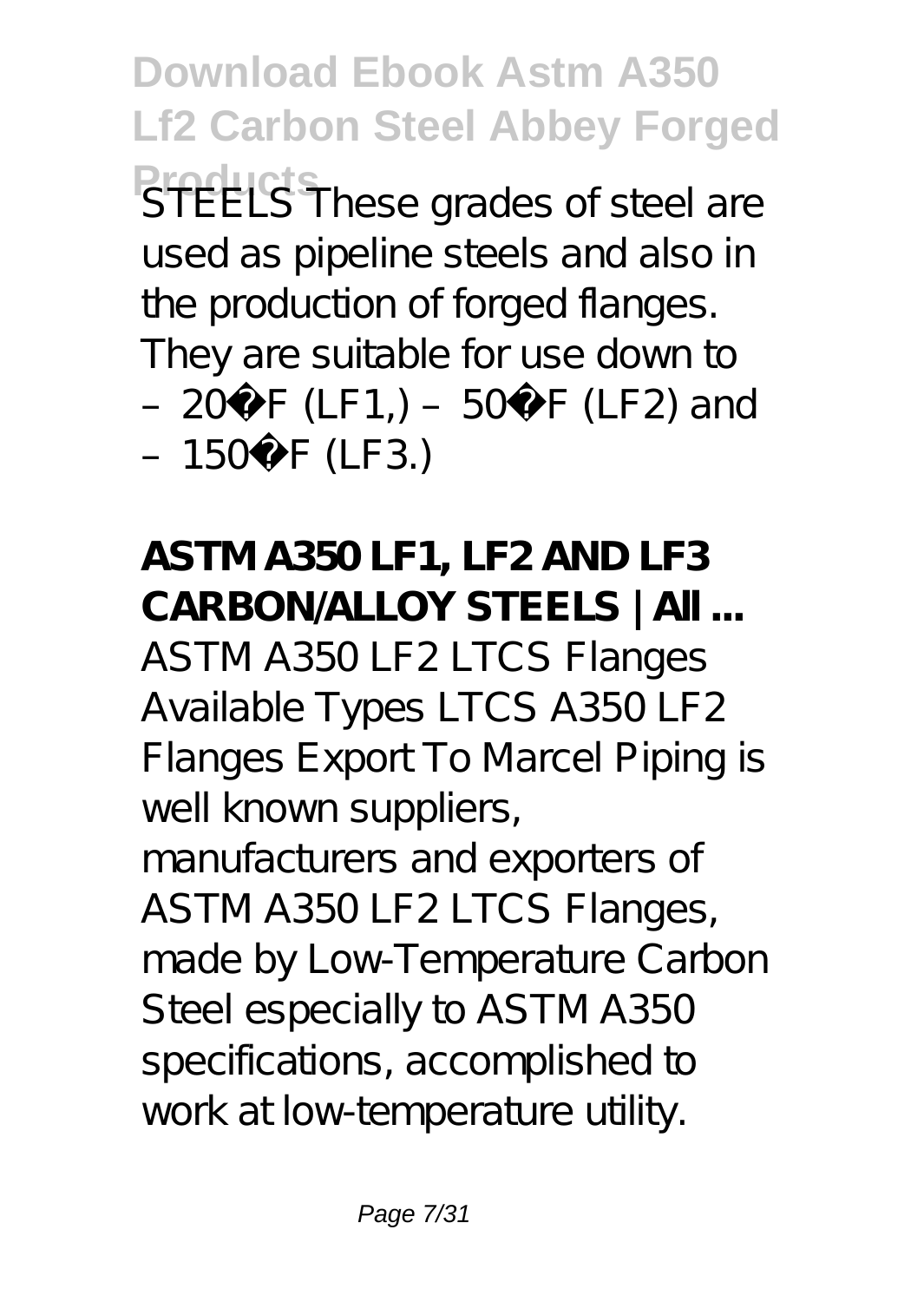STEELS These grades of steel are used as pipeline steels and also in the production of forged flanges. They are suitable for use down to –20�F (LF1,) –50�F (LF2) and –150�F (LF3.)

**ASTM A350 LF1, LF2 AND LF3 CARBON/ALLOY STEELS | All ...**

ASTM A350 LF2 LTCS Flanges Available Types LTCS A350 LF2 Flanges Export To Marcel Piping is well known suppliers, manufacturers and exporters of ASTM A350 LF2 LTCS Flanges, made by Low-Temperature Carbon Steel especially to ASTM A350 specifications, accomplished to work at low-temperature utility.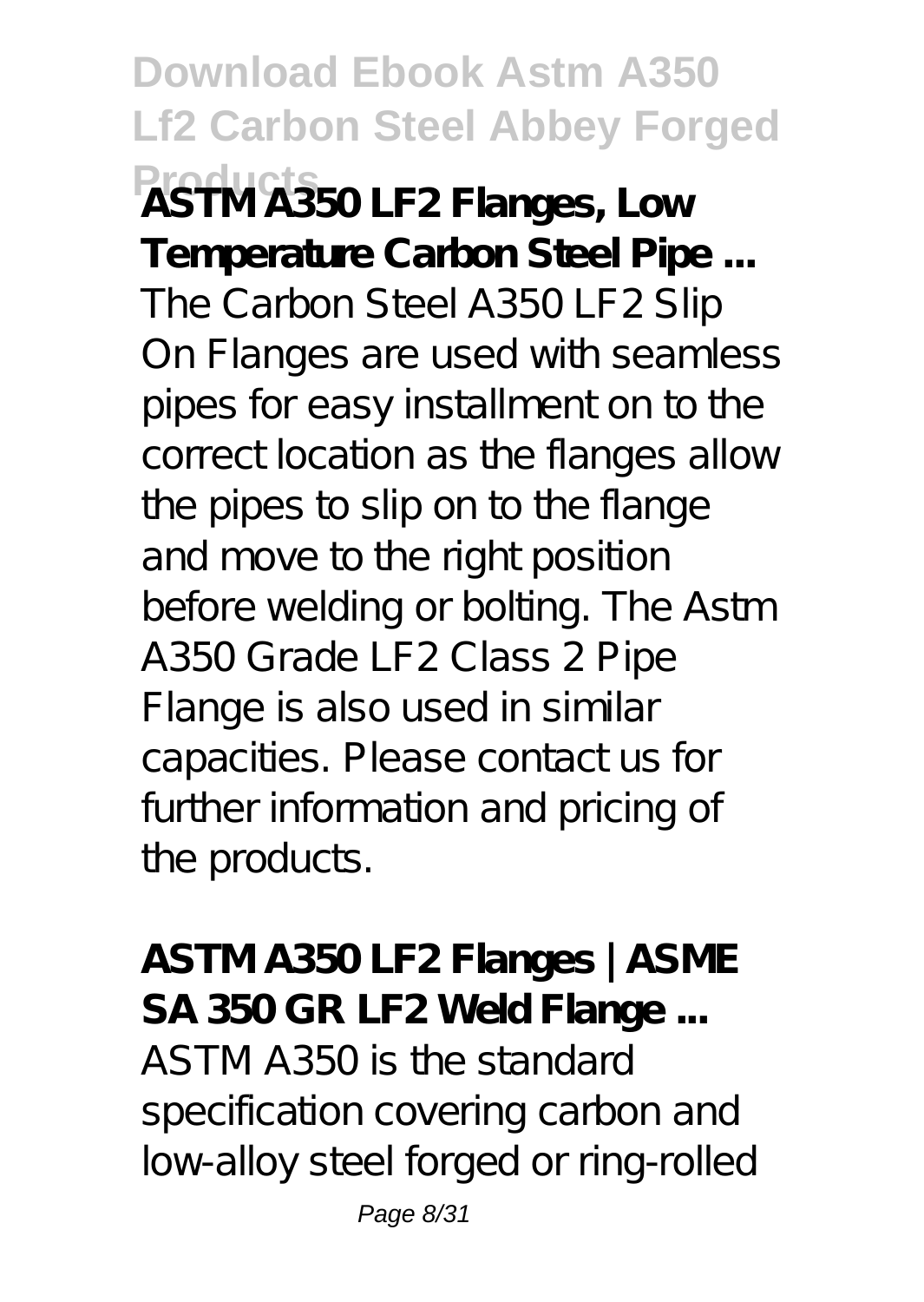**ASTM A350 LF2 Flanges, Low Temperature Carbon Steel Pipe ...**

The Carbon Steel A350 LF2 Slip On Flanges are used with seamless pipes for easy installment on to the correct location as the flanges allow the pipes to slip on to the flange and move to the right position before welding or bolting. The Astm A350 Grade LF2 Class 2 Pipe Flange is also used in similar capacities. Please contact us for further information and pricing of the products.

**ASTM A350 LF2 Flanges | ASME SA 350 GR LF2 Weld Flange ...**

ASTM A350 is the standard specification covering carbon and low-alloy steel forged or ring-rolled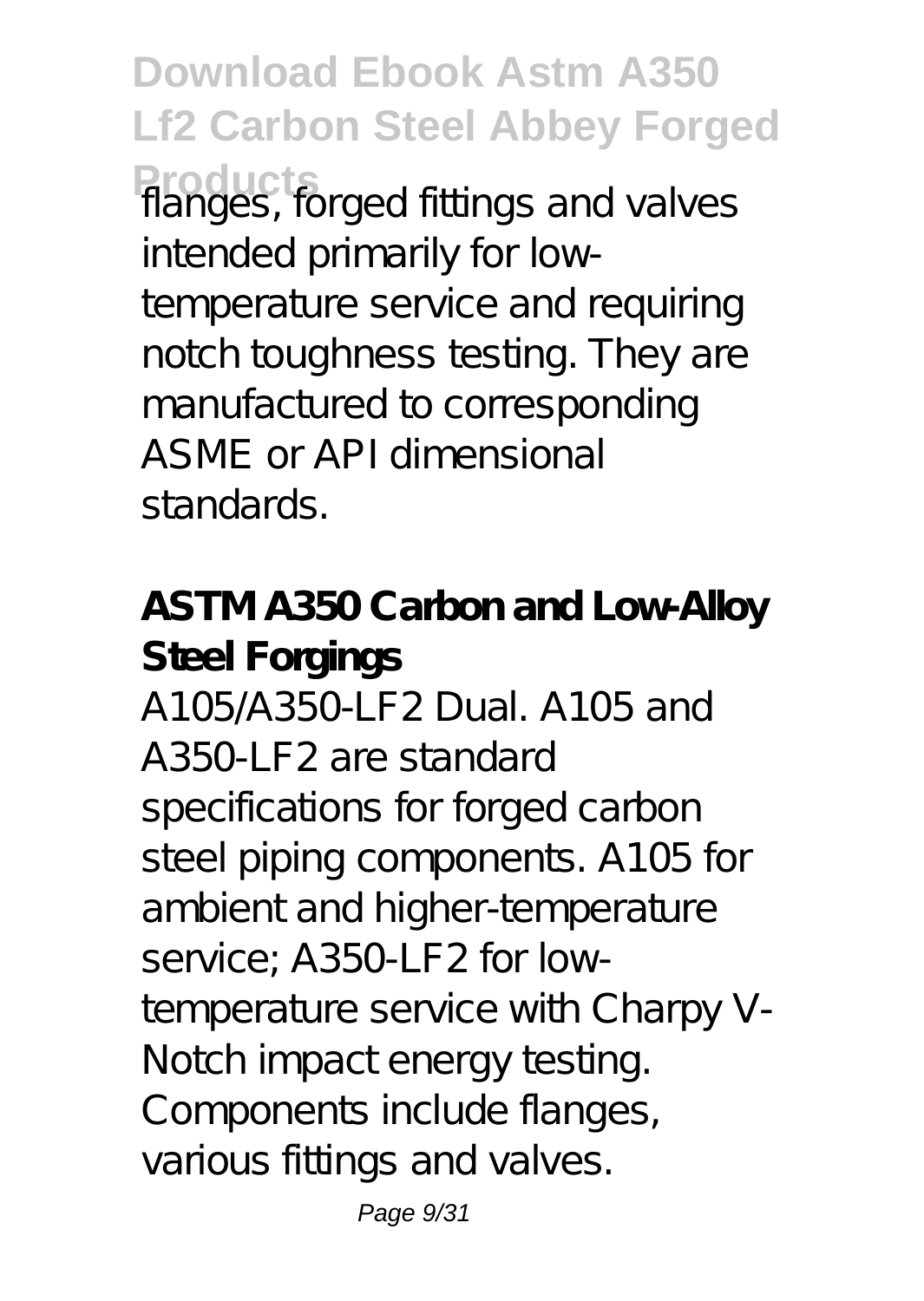flanges, forged fittings and valves intended primarily for low-temperature service and requiring notch toughness testing. They are manufactured to corresponding ASME or API dimensional standards.

**ASTM A350 Carbon and Low-Alloy Steel Forgings**

A105/A350-LF2 Dual. A105 and A350-LF2 are standard specifications for forged carbon steel piping components. A105 for ambient and higher-temperature service; A350-LF2 for low-temperature service with Charpy V-Notch impact energy testing. Components include flanges, various fittings and valves.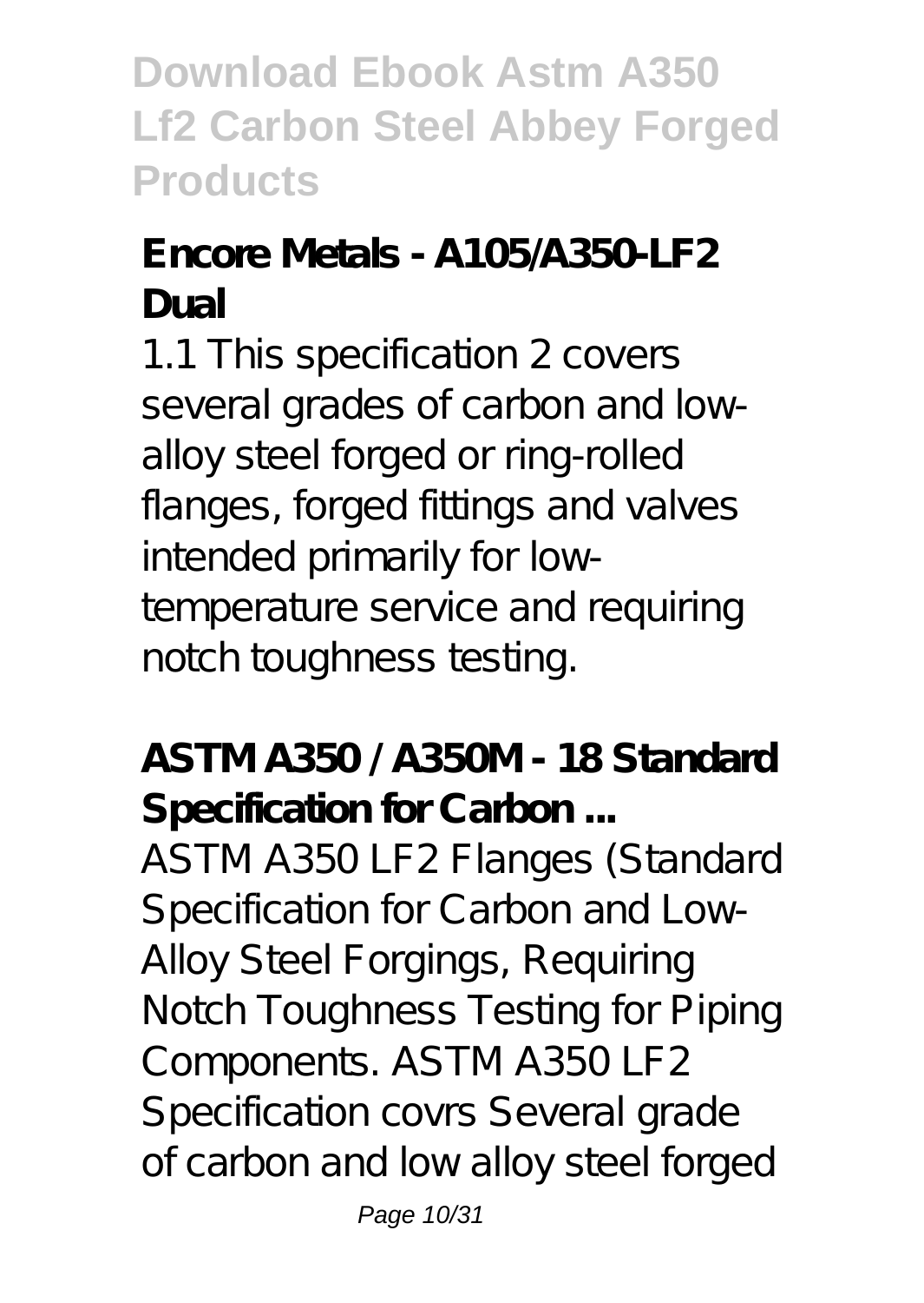## Encore Metals - A105/A350-LF2 Dual

1.1 This specification 2 covers several grades of carbon and low-alloy steel forged or ring-rolled flanges, forged fittings and valves intended primarily for low-temperature service and requiring notch toughness testing.

## ASTM A350 / A350M - 18 Standard Specification for Carbon ...

ASTM A350 LF2 Flanges (Standard Specification for Carbon and Low-Alloy Steel Forgings, Requiring Notch Toughness Testing for Piping Components. ASTM A350 LF2 Specification covrs Several grade of carbon and low alloy steel forged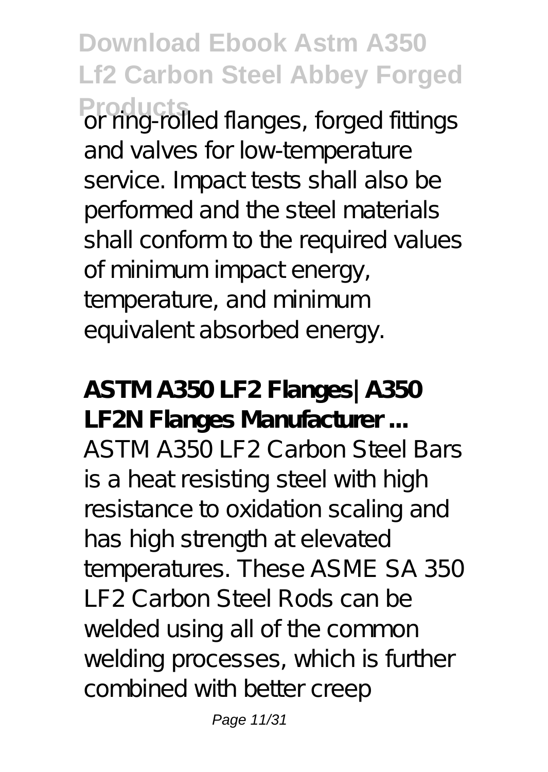or ring-rolled flanges, forged fittings and valves for low-temperature service. Impact tests shall also be performed and the steel materials shall conform to the required values of minimum impact energy, temperature, and minimum equivalent absorbed energy.

**ASTM A350 LF2 Flanges | A350 LF2N Flanges Manufacturer ...**

ASTM A350 LF2 Carbon Steel Bars is a heat resisting steel with high resistance to oxidation scaling and has high strength at elevated temperatures. These ASME SA 350 LF2 Carbon Steel Rods can be welded using all of the common welding processes, which is further combined with better creep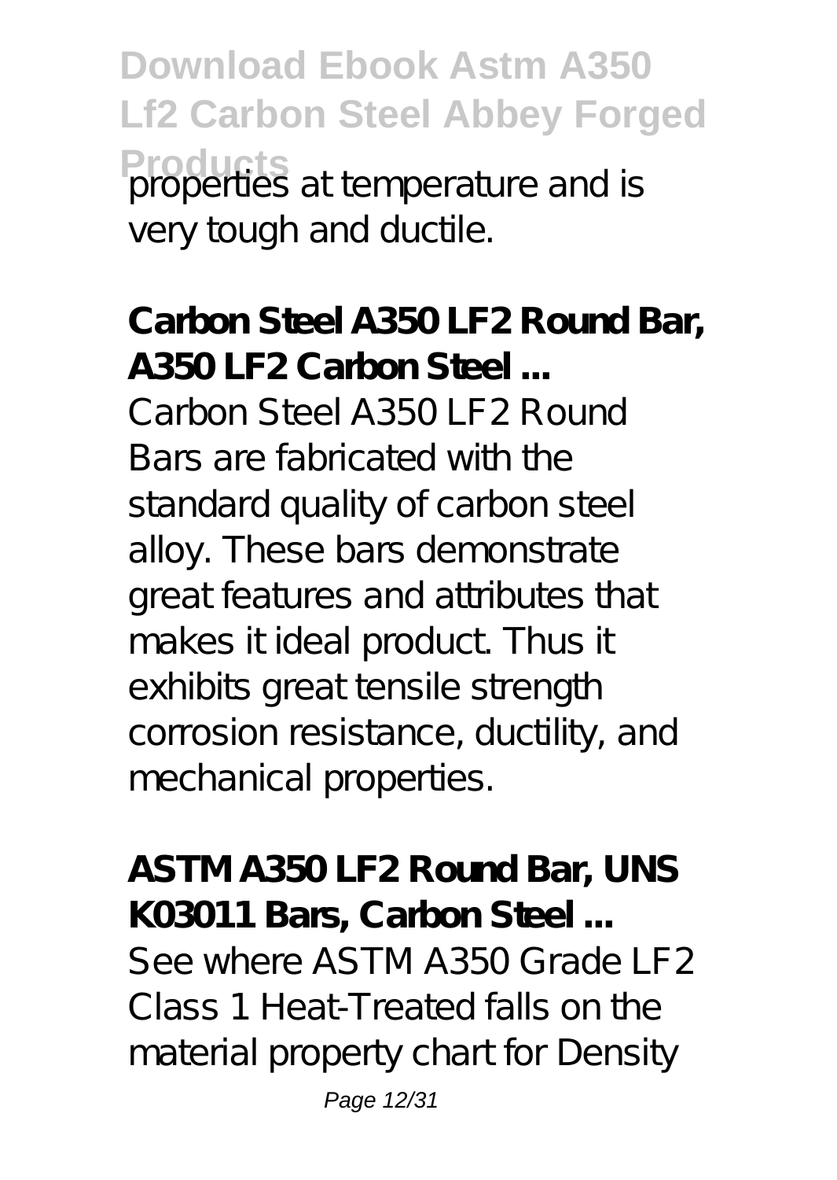properties at temperature and is very tough and ductile.

**Carbon Steel A350 LF2 Round Bar, A350 LF2 Carbon Steel ...**

Carbon Steel A350 LF2 Round Bars are fabricated with the standard quality of carbon steel alloy. These bars demonstrate great features and attributes that makes it ideal product. Thus it exhibits great tensile strength corrosion resistance, ductility, and mechanical properties.

**ASTM A350 LF2 Round Bar, UNS K03011 Bars, Carbon Steel ...**

See where ASTM A350 Grade LF2 Class 1 Heat-Treated falls on the material property chart for Density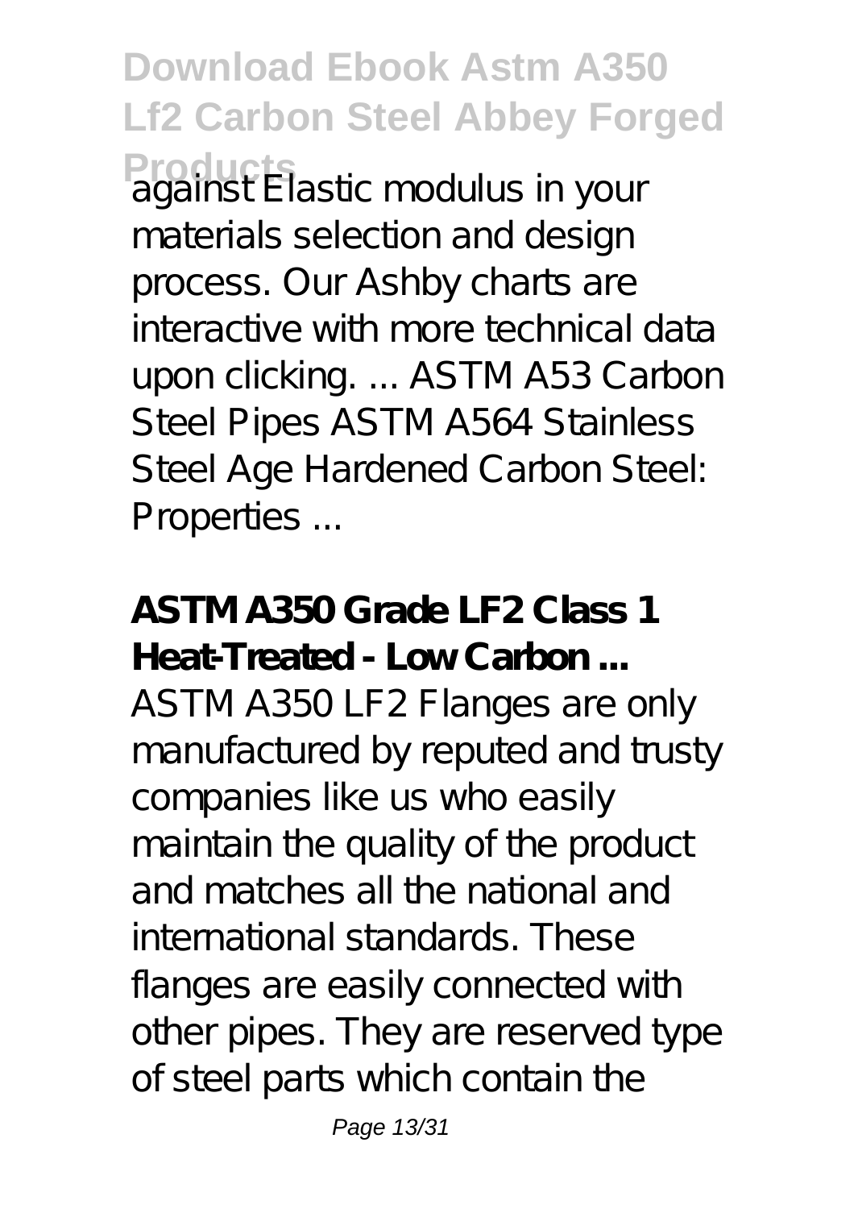against Elastic modulus in your materials selection and design process. Our Ashby charts are interactive with more technical data upon clicking. ... ASTM A53 Carbon Steel Pipes ASTM A564 Stainless Steel Age Hardened Carbon Steel: Properties ...

**ASTM A350 Grade LF2 Class 1 Heat-Treated - Low Carbon ...**

ASTM A350 LF2 Flanges are only manufactured by reputed and trusty companies like us who easily maintain the quality of the product and matches all the national and international standards. These flanges are easily connected with other pipes. They are reserved type of steel parts which contain the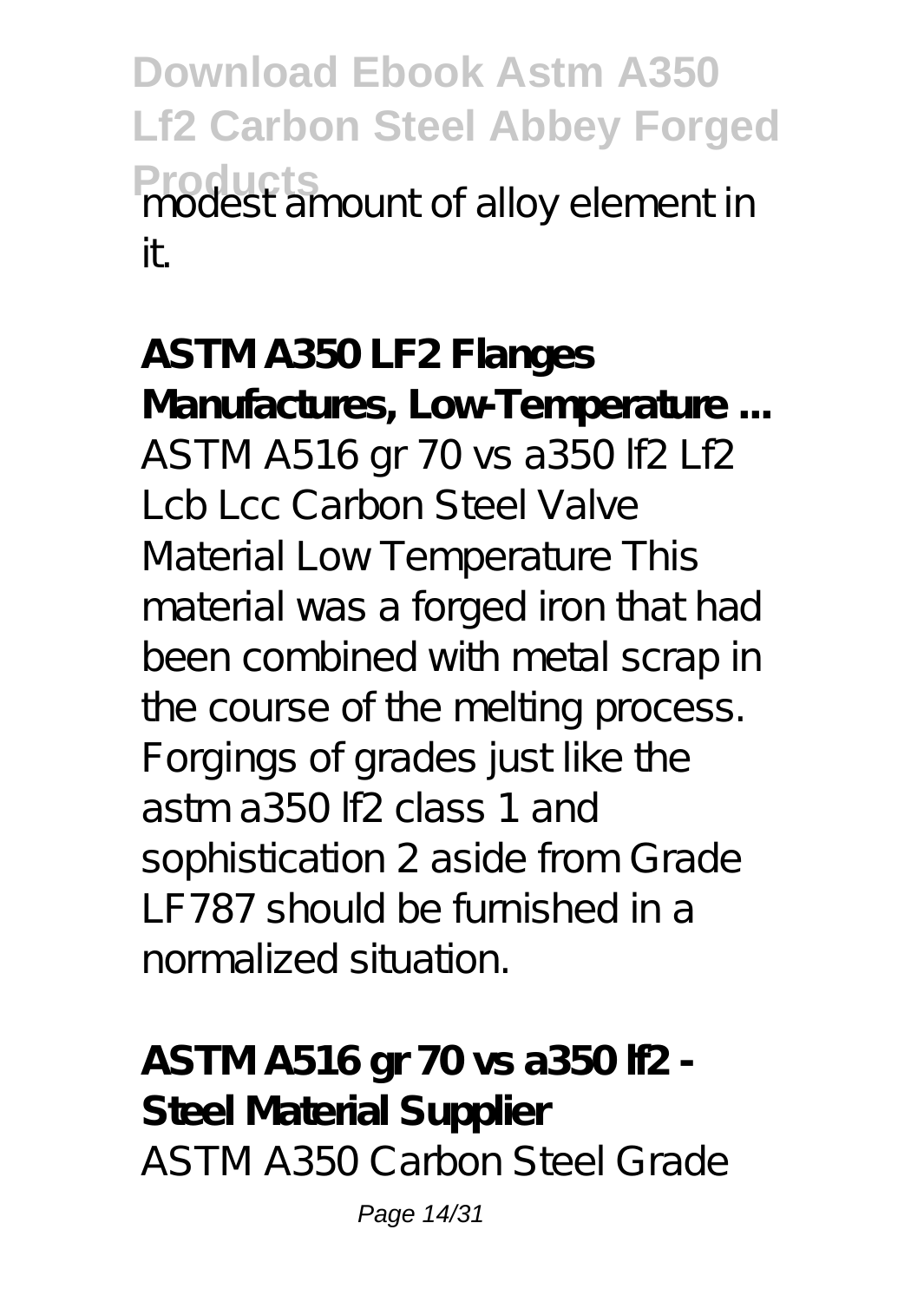modest amount of alloy element in it.

**ASTM A350 LF2 Flanges Manufactures, Low-Temperature ...**

ASTM A516 gr 70 vs a350 lf2 Lf2 Lcb Lcc Carbon Steel Valve Material Low Temperature This material was a forged iron that had been combined with metal scrap in the course of the melting process. Forgings of grades just like the astm a350 lf2 class 1 and sophistication 2 aside from Grade LF787 should be furnished in a normalized situation.

**ASTM A516 gr 70 vs a350 lf2 - Steel Material Supplier**

ASTM A350 Carbon Steel Grade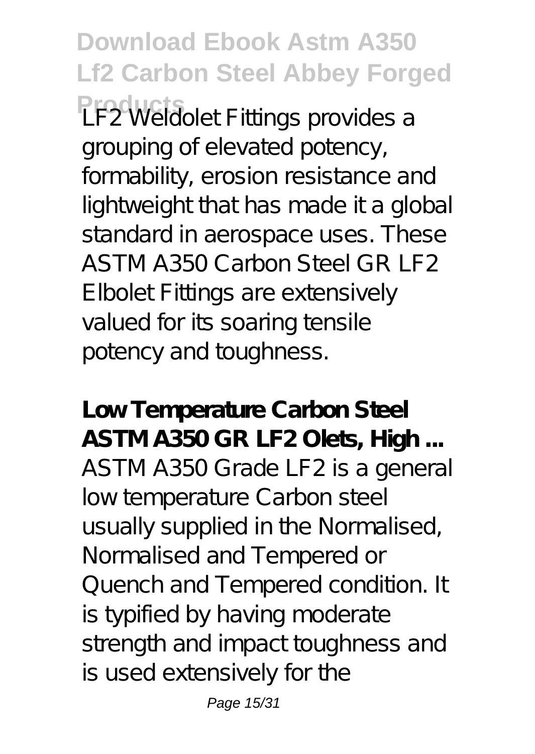LF2 Weldolet Fittings provides a grouping of elevated potency, formability, erosion resistance and lightweight that has made it a global standard in aerospace uses. These ASTM A350 Carbon Steel GR LF2 Elbolet Fittings are extensively valued for its soaring tensile potency and toughness.

**Low Temperature Carbon Steel ASTM A350 GR LF2 Olets, High ...**

ASTM A350 Grade LF2 is a general low temperature Carbon steel usually supplied in the Normalised, Normalised and Tempered or Quench and Tempered condition. It is typified by having moderate strength and impact toughness and is used extensively for the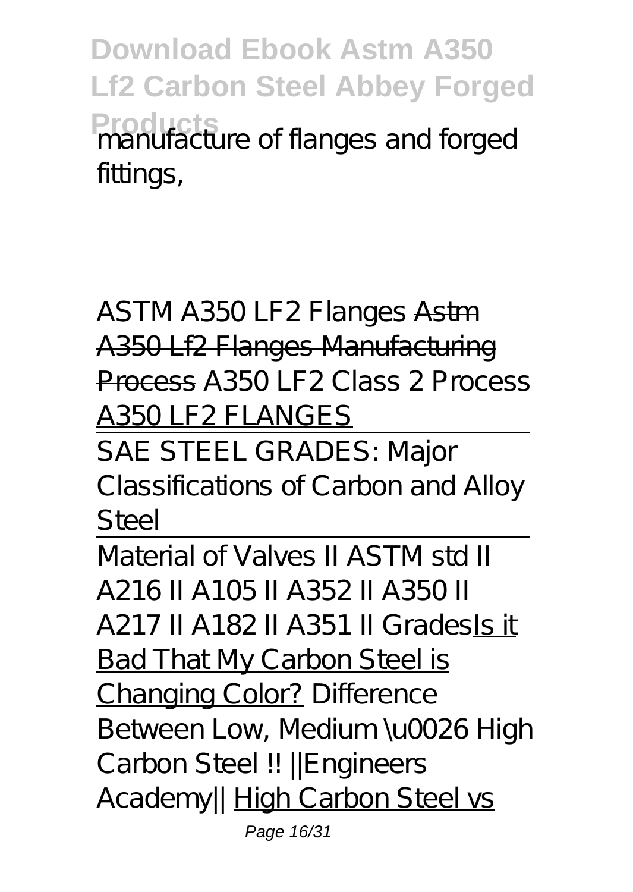manufacture of flanges and forged fittings,

ASTM A350 LF2 Flanges Astm A350 Lf2 Flanges Manufacturing Process A350 LF2 Class 2 Process A350 LF2 FLANGES

SAE STEEL GRADES: Major Classifications of Carbon and Alloy Steel

Material of Valves II ASTM std II A216 II A105 II A352 II A350 II A217 II A182 II A351 II Grades Is it Bad That My Carbon Steel is Changing Color? Difference Between Low, Medium \u0026 High Carbon Steel !! ||Engineers Academy|| High Carbon Steel vs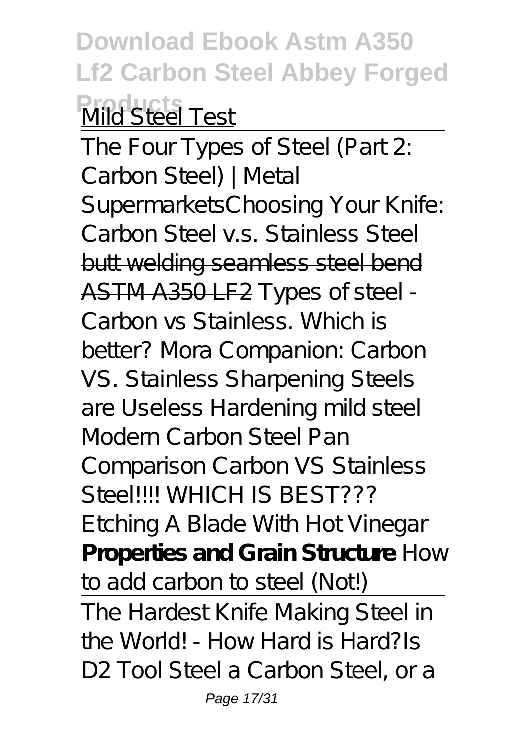Mild Steel Test

The Four Types of Steel (Part 2: Carbon Steel) | Metal Supermarkets*Choosing Your Knife: Carbon Steel v.s. Stainless Steel* butt welding seamless steel bend ASTM A350 LF2 *Types of steel - Carbon vs Stainless. Which is better? Mora Companion: Carbon VS. Stainless Sharpening Steels are Useless Hardening mild steel Modern Carbon Steel Pan Comparison Carbon VS Stainless Steel!!!! WHICH IS BEST??? Etching A Blade With Hot Vinegar* **Properties and Grain Structure** *How to add carbon to steel (Not!)*

The Hardest Knife Making Steel in the World! - How Hard is Hard?*Is D2 Tool Steel a Carbon Steel, or a*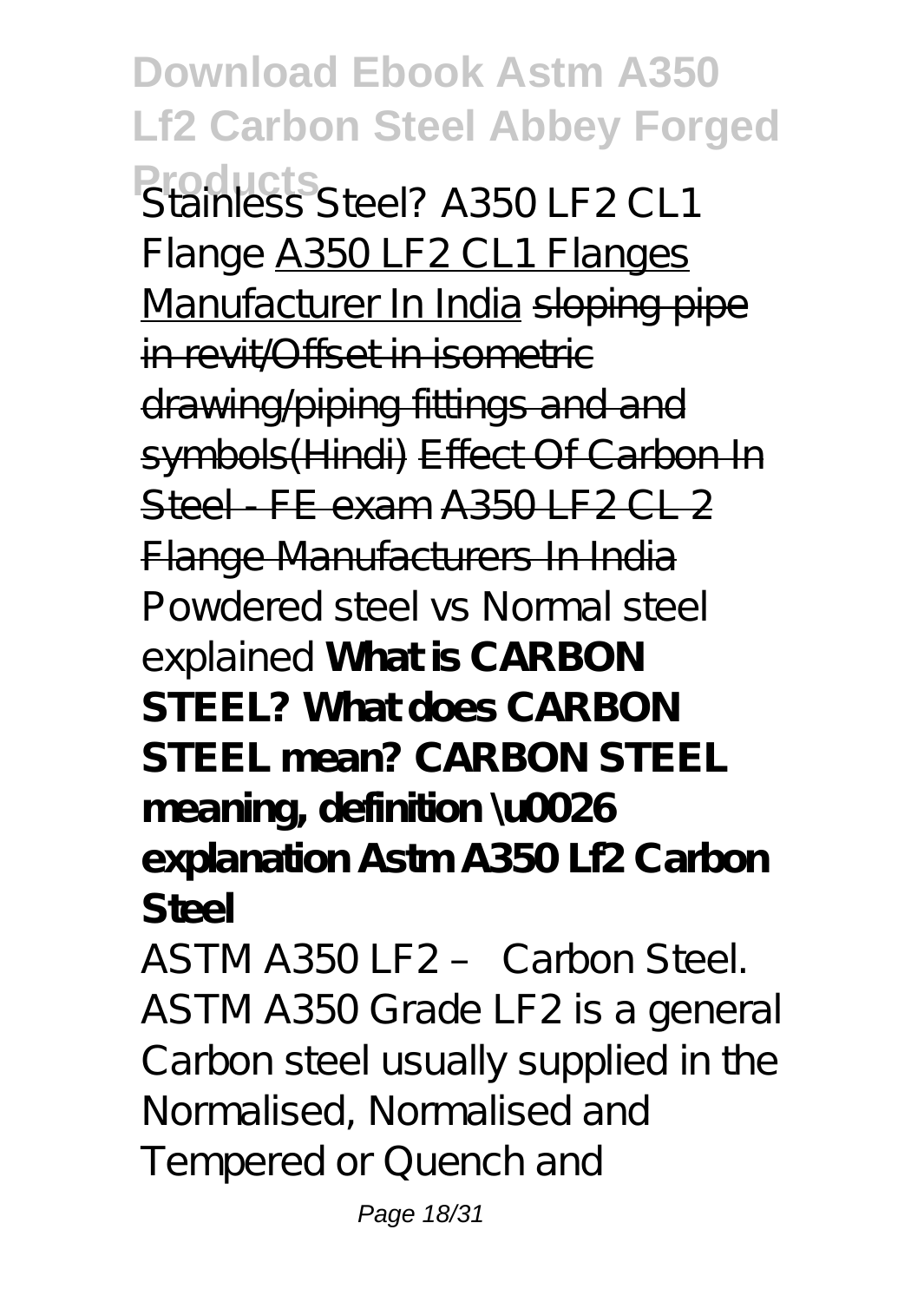*Stainless Steel? A350 LF2 CL1 Flange* A350 LF2 CL1 Flanges Manufacturer In India ~~sloping pipe in revit/Offset in isometric drawing/piping fittings and and symbols(Hindi)~~ ~~Effect Of Carbon In Steel - FE exam~~ ~~A350 LF2 CL 2 Flange Manufacturers In India~~ *Powdered steel vs Normal steel explained* **What is CARBON STEEL? What does CARBON STEEL mean? CARBON STEEL meaning, definition \u0026 explanation Astm A350 Lf2 Carbon Steel**

ASTM A350 LF2 – Carbon Steel. ASTM A350 Grade LF2 is a general Carbon steel usually supplied in the Normalised, Normalised and Tempered or Quench and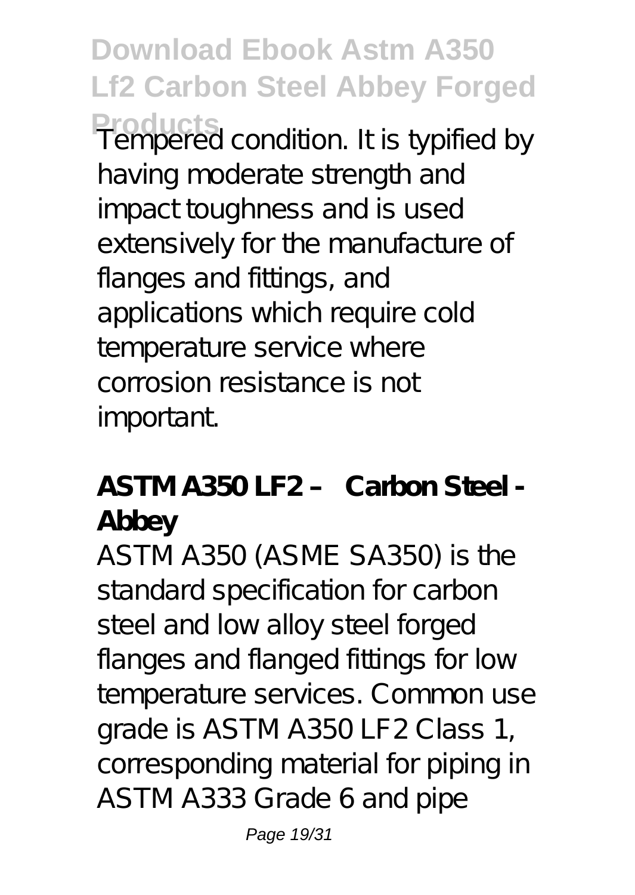Tempered condition. It is typified by having moderate strength and impact toughness and is used extensively for the manufacture of flanges and fittings, and applications which require cold temperature service where corrosion resistance is not important.

**ASTM A350 LF2 – Carbon Steel - Abbey**

ASTM A350 (ASME SA350) is the standard specification for carbon steel and low alloy steel forged flanges and flanged fittings for low temperature services. Common use grade is ASTM A350 LF2 Class 1, corresponding material for piping in ASTM A333 Grade 6 and pipe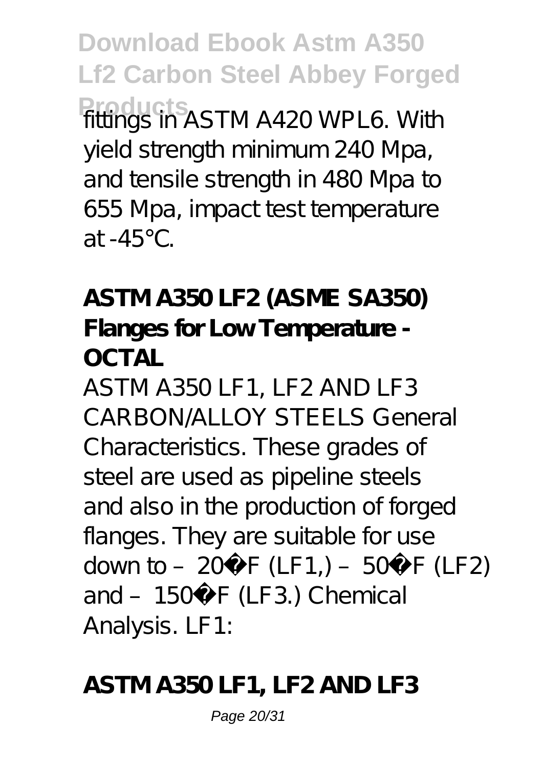fittings in ASTM A420 WPL6. With yield strength minimum 240 Mpa, and tensile strength in 480 Mpa to 655 Mpa, impact test temperature at -45°C.

**ASTM A350 LF2 (ASME SA350) Flanges for Low Temperature - OCTAL**

ASTM A350 LF1, LF2 AND LF3 CARBON/ALLOY STEELS General Characteristics. These grades of steel are used as pipeline steels and also in the production of forged flanges. They are suitable for use down to – 20�F (LF1,) – 50�F (LF2) and – 150�F (LF3.) Chemical Analysis. LF1:

**ASTM A350 LF1, LF2 AND LF3**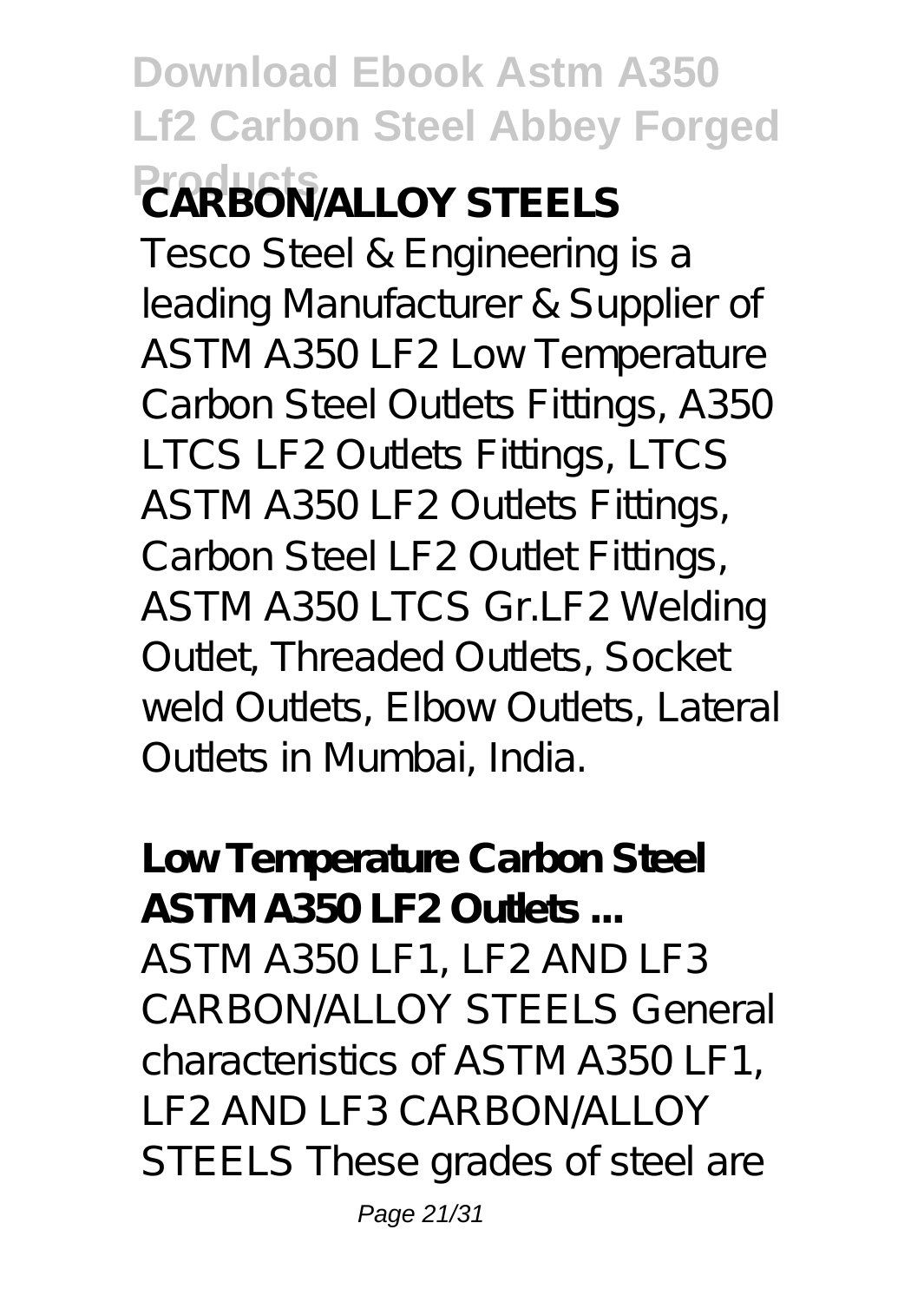**CARBON/ALLOY STEELS**

Tesco Steel & Engineering is a leading Manufacturer & Supplier of ASTM A350 LF2 Low Temperature Carbon Steel Outlets Fittings, A350 LTCS LF2 Outlets Fittings, LTCS ASTM A350 LF2 Outlets Fittings, Carbon Steel LF2 Outlet Fittings, ASTM A350 LTCS Gr.LF2 Welding Outlet, Threaded Outlets, Socket weld Outlets, Elbow Outlets, Lateral Outlets in Mumbai, India.

**Low Temperature Carbon Steel ASTM A350 LF2 Outlets ...**

ASTM A350 LF1, LF2 AND LF3 CARBON/ALLOY STEELS General characteristics of ASTM A350 LF1, LF2 AND LF3 CARBON/ALLOY STEELS These grades of steel are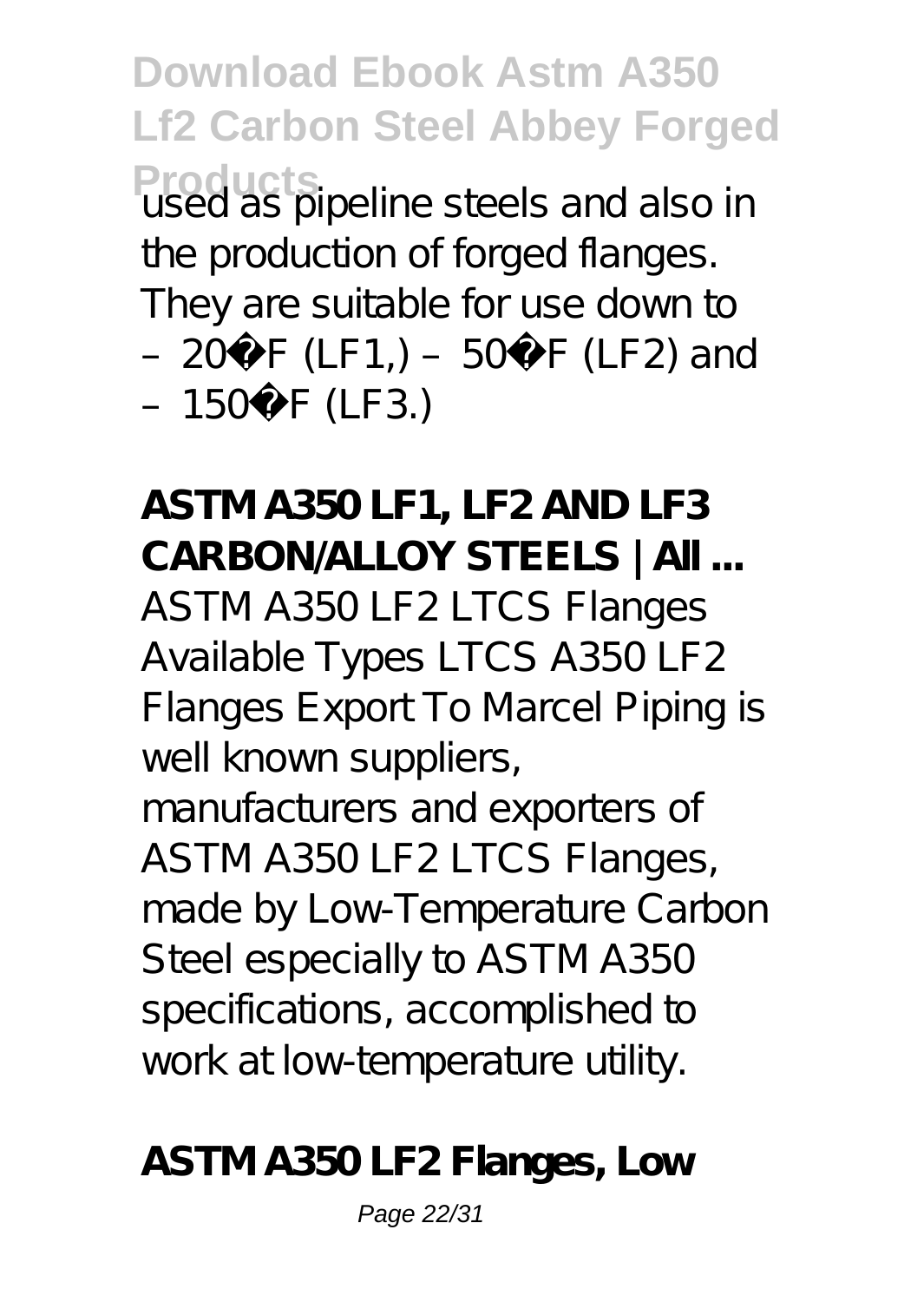used as pipeline steels and also in the production of forged flanges. They are suitable for use down to –20°F (LF1,) –50°F (LF2) and –150°F (LF3.)

**ASTM A350 LF1, LF2 AND LF3 CARBON/ALLOY STEELS | All ...**

ASTM A350 LF2 LTCS Flanges Available Types LTCS A350 LF2 Flanges Export To Marcel Piping is well known suppliers, manufacturers and exporters of ASTM A350 LF2 LTCS Flanges, made by Low-Temperature Carbon Steel especially to ASTM A350 specifications, accomplished to work at low-temperature utility.

**ASTM A350 LF2 Flanges, Low**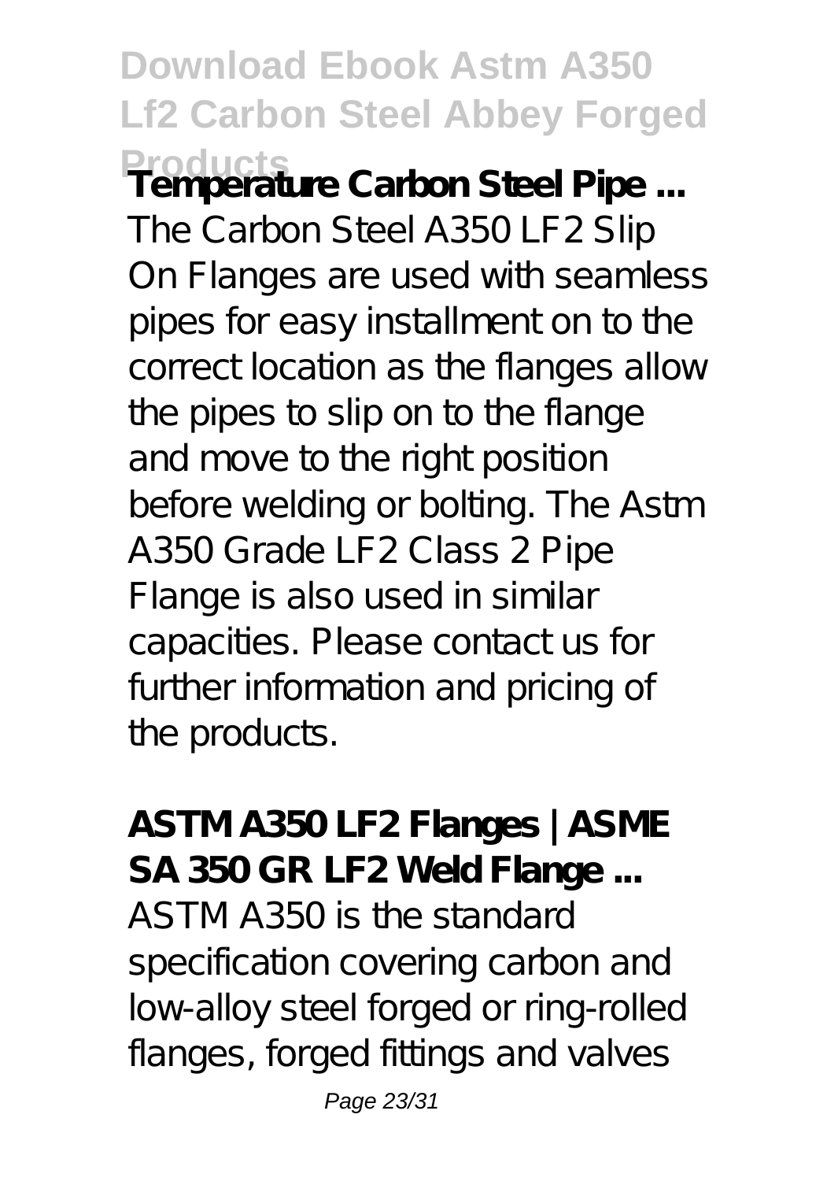**Temperature Carbon Steel Pipe ...**

The Carbon Steel A350 LF2 Slip On Flanges are used with seamless pipes for easy installment on to the correct location as the flanges allow the pipes to slip on to the flange and move to the right position before welding or bolting. The Astm A350 Grade LF2 Class 2 Pipe Flange is also used in similar capacities. Please contact us for further information and pricing of the products.

**ASTM A350 LF2 Flanges | ASME SA 350 GR LF2 Weld Flange ...**

ASTM A350 is the standard specification covering carbon and low-alloy steel forged or ring-rolled flanges, forged fittings and valves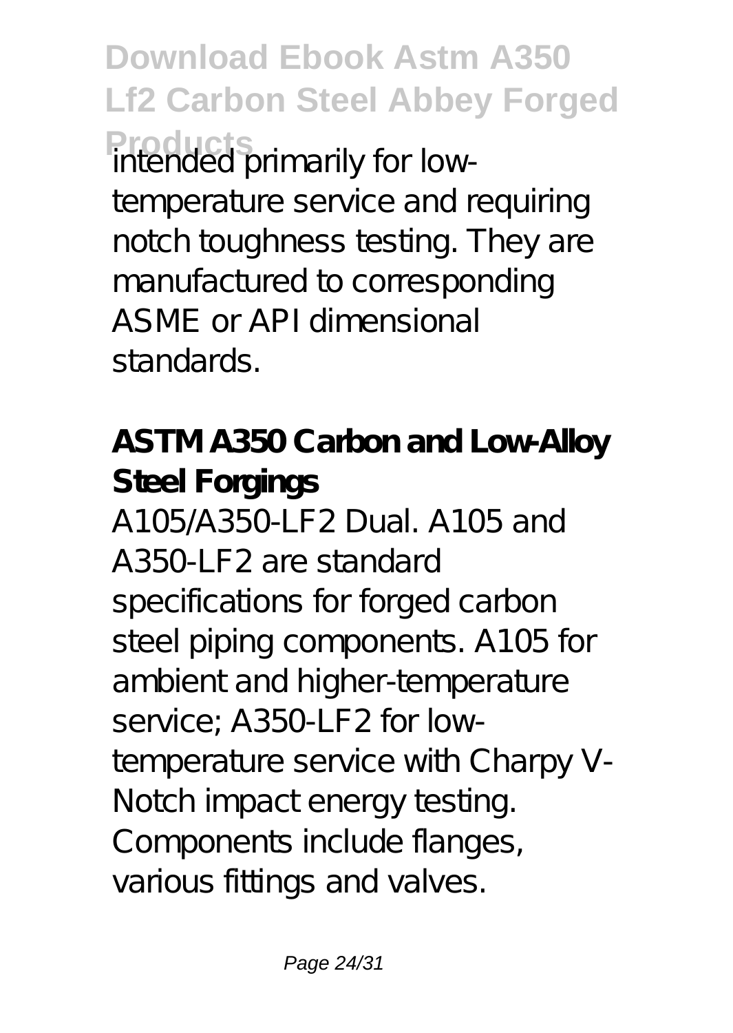intended primarily for low-temperature service and requiring notch toughness testing. They are manufactured to corresponding ASME or API dimensional standards.

**ASTM A350 Carbon and Low-Alloy Steel Forgings**

A105/A350-LF2 Dual. A105 and A350-LF2 are standard specifications for forged carbon steel piping components. A105 for ambient and higher-temperature service; A350-LF2 for low-temperature service with Charpy V-Notch impact energy testing. Components include flanges, various fittings and valves.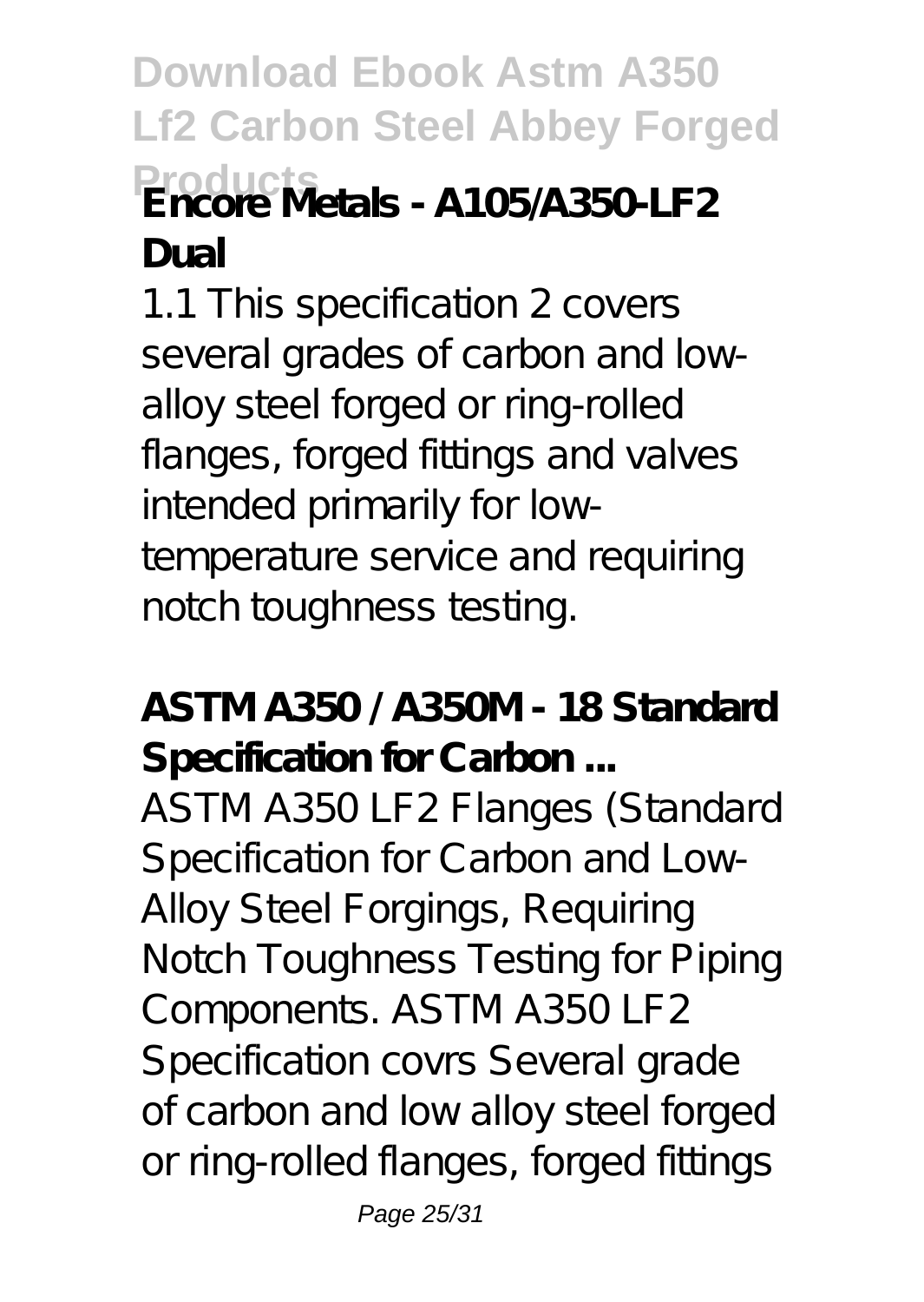**Encore Metals - A105/A350-LF2 Dual**

1.1 This specification 2 covers several grades of carbon and low-alloy steel forged or ring-rolled flanges, forged fittings and valves intended primarily for low-temperature service and requiring notch toughness testing.

**ASTM A350 / A350M - 18 Standard Specification for Carbon ...**

ASTM A350 LF2 Flanges (Standard Specification for Carbon and Low-Alloy Steel Forgings, Requiring Notch Toughness Testing for Piping Components. ASTM A350 LF2 Specification covrs Several grade of carbon and low alloy steel forged or ring-rolled flanges, forged fittings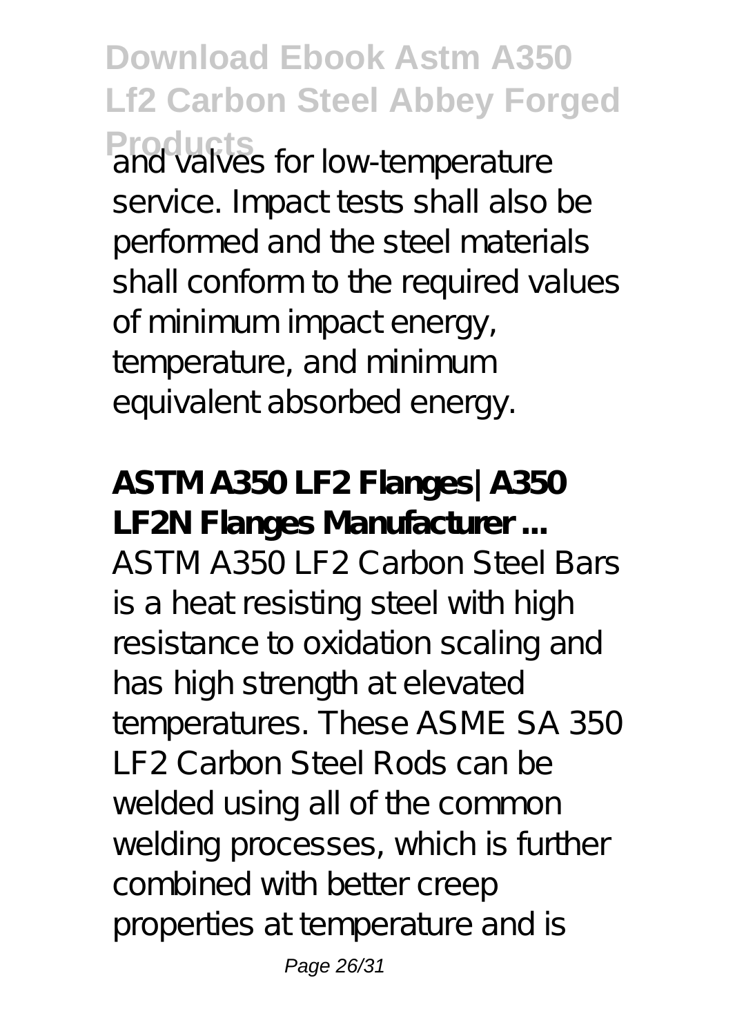and valves for low-temperature service. Impact tests shall also be performed and the steel materials shall conform to the required values of minimum impact energy, temperature, and minimum equivalent absorbed energy.

**ASTM A350 LF2 Flanges | A350 LF2N Flanges Manufacturer ...**

ASTM A350 LF2 Carbon Steel Bars is a heat resisting steel with high resistance to oxidation scaling and has high strength at elevated temperatures. These ASME SA 350 LF2 Carbon Steel Rods can be welded using all of the common welding processes, which is further combined with better creep properties at temperature and is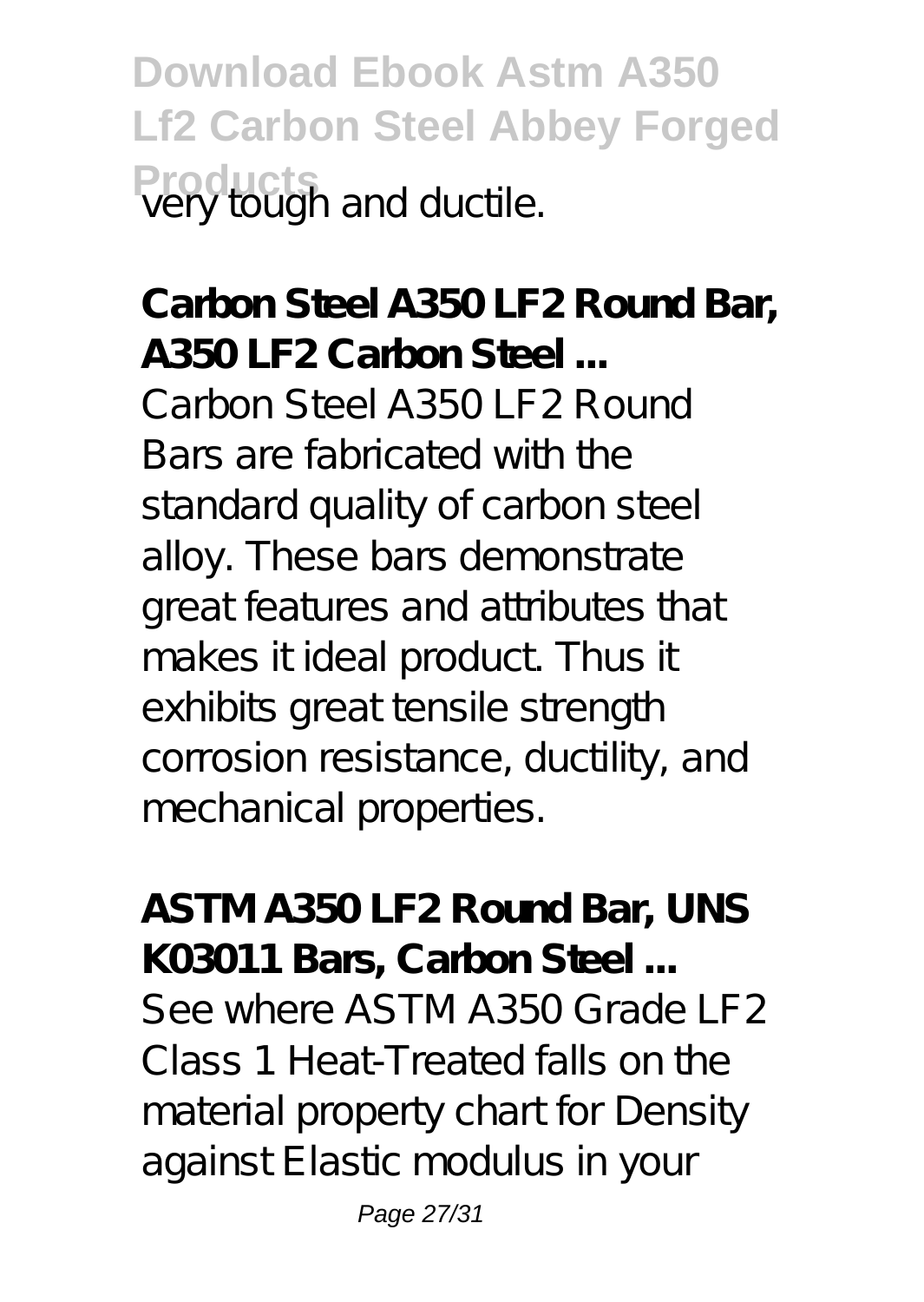very tough and ductile.

**Carbon Steel A350 LF2 Round Bar, A350 LF2 Carbon Steel ...**

Carbon Steel A350 LF2 Round Bars are fabricated with the standard quality of carbon steel alloy. These bars demonstrate great features and attributes that makes it ideal product. Thus it exhibits great tensile strength corrosion resistance, ductility, and mechanical properties.

**ASTM A350 LF2 Round Bar, UNS K03011 Bars, Carbon Steel ...**

See where ASTM A350 Grade LF2 Class 1 Heat-Treated falls on the material property chart for Density against Elastic modulus in your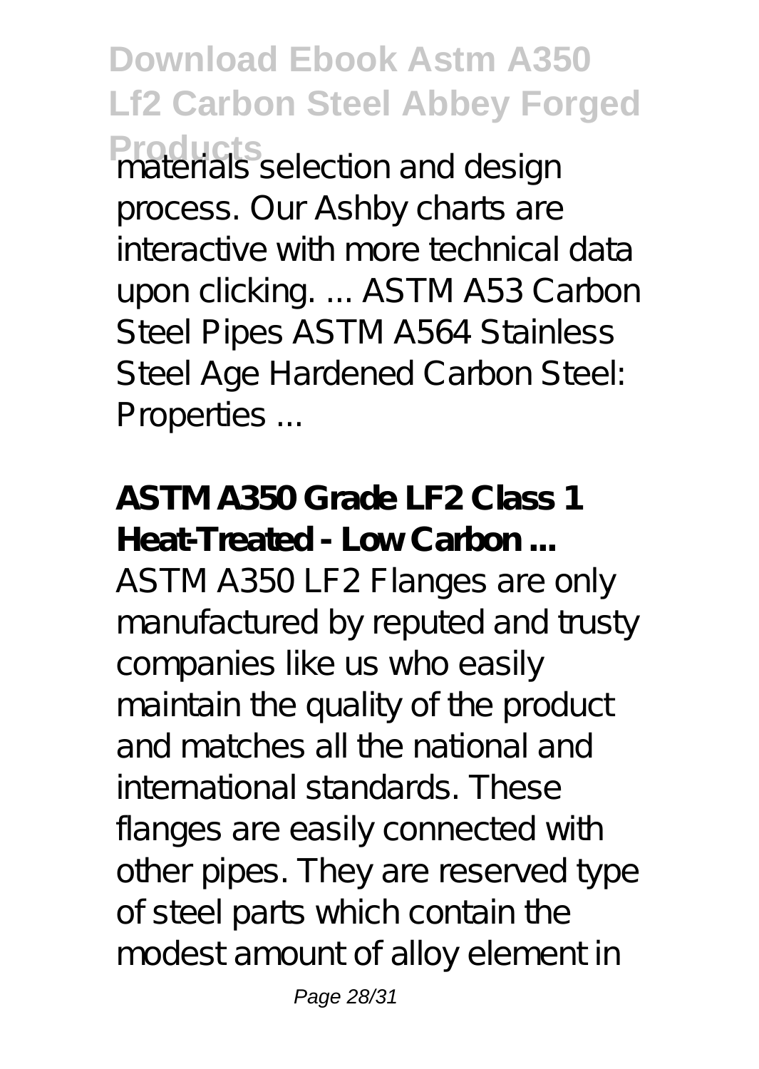materials selection and design process. Our Ashby charts are interactive with more technical data upon clicking. ... ASTM A53 Carbon Steel Pipes ASTM A564 Stainless Steel Age Hardened Carbon Steel: Properties ...

**ASTM A350 Grade LF2 Class 1 Heat-Treated - Low Carbon ...**

ASTM A350 LF2 Flanges are only manufactured by reputed and trusty companies like us who easily maintain the quality of the product and matches all the national and international standards. These flanges are easily connected with other pipes. They are reserved type of steel parts which contain the modest amount of alloy element in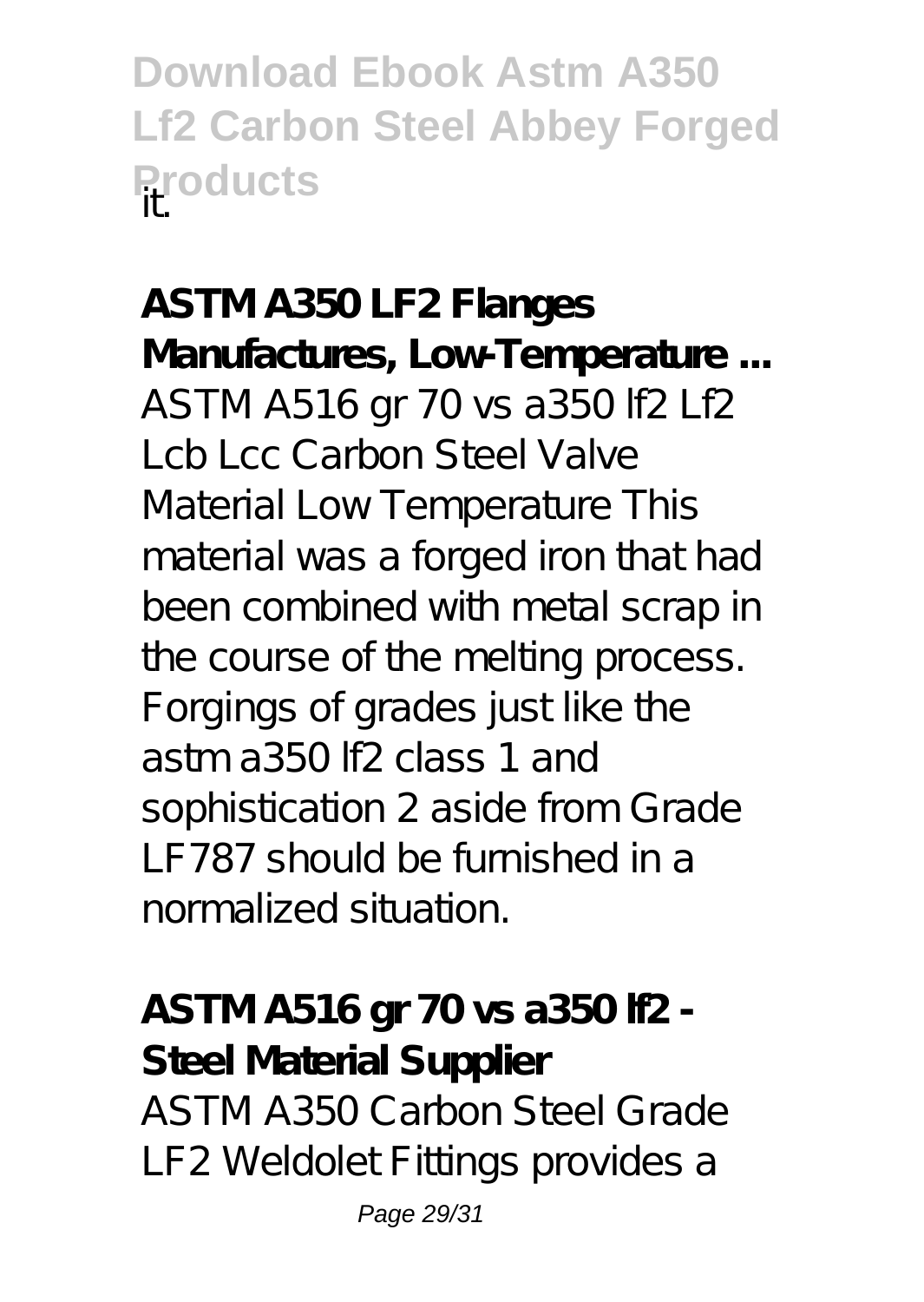it.

**ASTM A350 LF2 Flanges Manufactures, Low-Temperature ...**
ASTM A516 gr 70 vs a350 lf2 Lf2 Lcb Lcc Carbon Steel Valve Material Low Temperature This material was a forged iron that had been combined with metal scrap in the course of the melting process. Forgings of grades just like the astm a350 lf2 class 1 and sophistication 2 aside from Grade LF787 should be furnished in a normalized situation.

**ASTM A516 gr 70 vs a350 lf2 - Steel Material Supplier**
ASTM A350 Carbon Steel Grade LF2 Weldolet Fittings provides a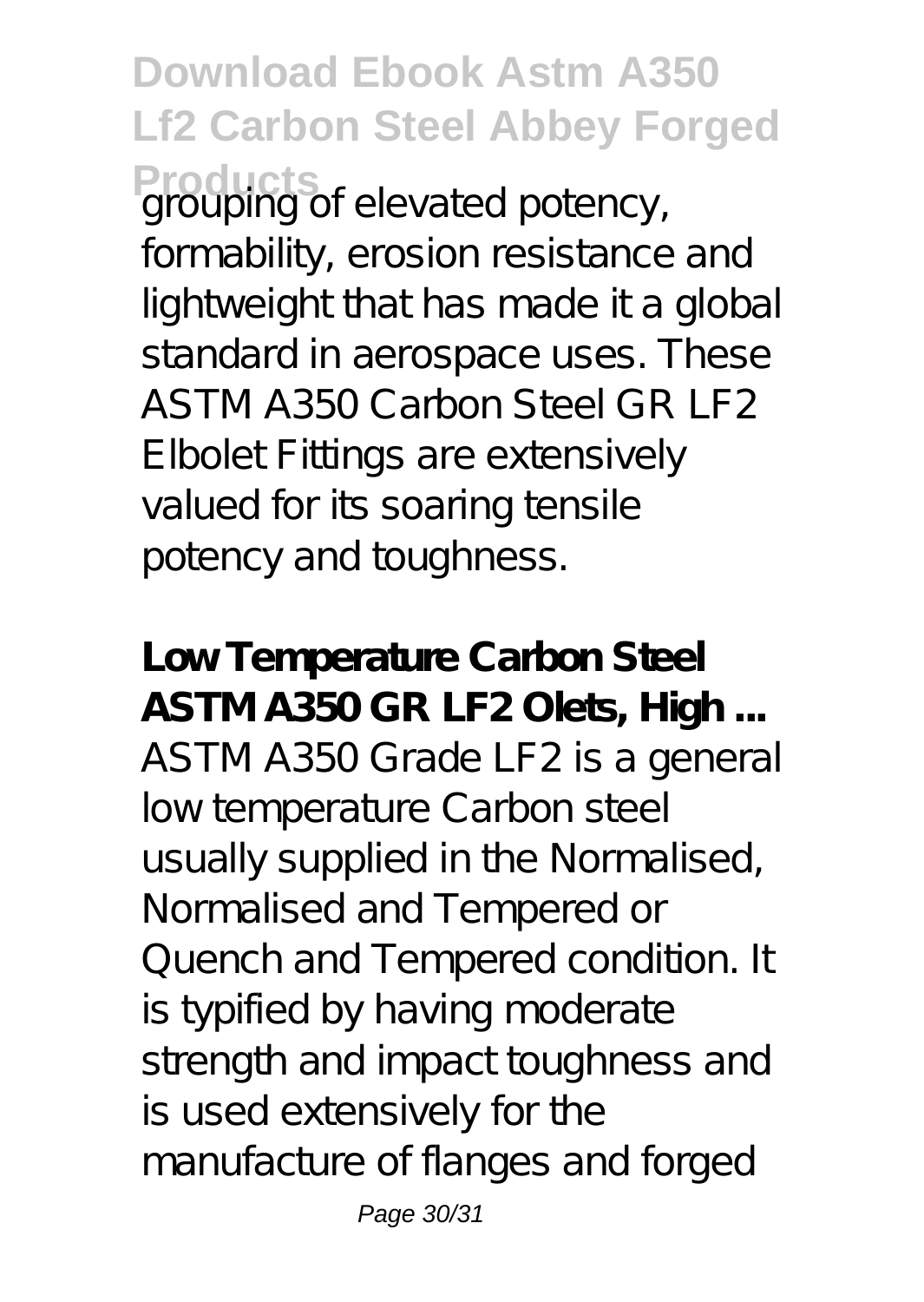grouping of elevated potency, formability, erosion resistance and lightweight that has made it a global standard in aerospace uses. These ASTM A350 Carbon Steel GR LF2 Elbolet Fittings are extensively valued for its soaring tensile potency and toughness.

**Low Temperature Carbon Steel ASTM A350 GR LF2 Olets, High ...**
ASTM A350 Grade LF2 is a general low temperature Carbon steel usually supplied in the Normalised, Normalised and Tempered or Quench and Tempered condition. It is typified by having moderate strength and impact toughness and is used extensively for the manufacture of flanges and forged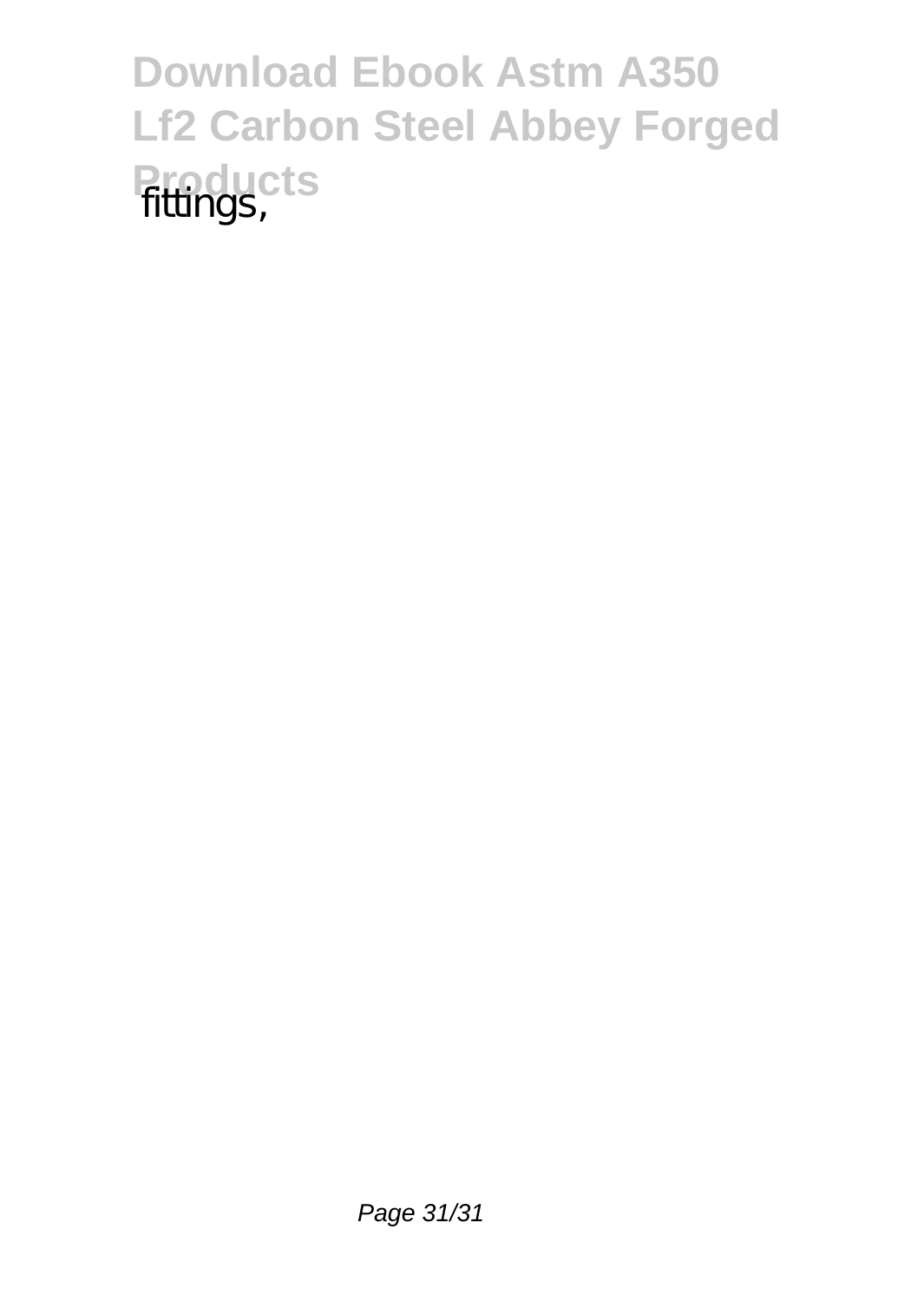fittings,